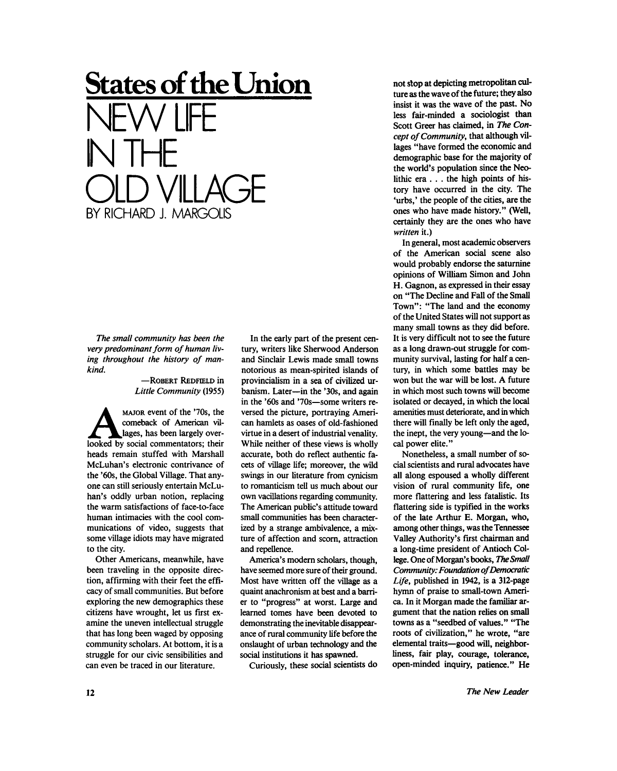# States of the Union

# NEW LIFE IN THE OLD VILLAGE

## BY RICHARD J. MARGOLIS

*The small community has been the very predominant form of human living throughout the history of mankind.*

—ROBERT REDFIELD in *Little Community* (1955)

A MAJOR event of the '70s, the comeback of American villages, has been largely overlooked by social commentators; their heads remain stuffed with Marshall McLuhan's electronic contrivance of the '60s, the Global Village. That anyone can still seriously entertain McLuhan's oddly urban notion, replacing the warm satisfactions of face-to-face human intimacies with the cool communications of video, suggests that some village idiots may have migrated to the city.

Other Americans, meanwhile, have been traveling in the opposite direction, affirming with their feet the efficacy of small communities. But before exploring the new demographics these citizens have wrought, let us first examine the uneven intellectual struggle that has long been waged by opposing community scholars. At bottom, it is a struggle for our civic sensibilities and can even be traced in our literature.

In the early part of the present century, writers like Sherwood Anderson and Sinclair Lewis made small towns notorious as mean-spirited islands of provincialism in a sea of civilized urbanism. Later—in the '30s, and again in the '60s and '70s—some writers reversed the picture, portraying American hamlets as oases of old-fashioned virtue in a desert of industrial venality. While neither of these views is wholly accurate, both do reflect authentic facets of village life; moreover, the wild swings in our literature from cynicism to romanticism tell us much about our own vacillations regarding community. The American public's attitude toward small communities has been characterized by a strange ambivalence, a mixture of affection and scorn, attraction and repellence.

America's modern scholars, though, have seemed more sure of their ground. Most have written off the village as a quaint anachronism at best and a barrier to "progress" at worst. Large and learned tomes have been devoted to demonstrating the inevitable disappearance of rural community life before the onslaught of urban technology and the social institutions it has spawned.

Curiously, these social scientists do not stop at depicting metropolitan culture as the wave of the future; they also insist it was the wave of the past. No less fair-minded a sociologist than Scott Greer has claimed, in *The Concept of Community*, that although villages "have formed the economic and demographic base for the majority of the world's population since the Neolithic era . . . the high points of history have occurred in the city. The 'urbs,' the people of the cities, are the ones who have made history." (Well, certainly they are the ones who have *written* it.)

In general, most academic observers of the American social scene also would probably endorse the saturnine opinions of William Simon and John H. Gagnon, as expressed in their essay on "The Decline and Fall of the Small Town": "The land and the economy of the United States will not support as many small towns as they did before. It is very difficult not to see the future as a long drawn-out struggle for community survival, lasting for half a century, in which some battles may be won but the war will be lost. A future in which most such towns will become isolated or decayed, in which the local amenities must deteriorate, and in which there will finally be left only the aged, the inept, the very young—and the local power elite."

Nonetheless, a small number of social scientists and rural advocates have all along espoused a wholly different vision of rural community life, one more flattering and less fatalistic. Its flattering side is typified in the works of the late Arthur E. Morgan, who, among other things, was the Tennessee Valley Authority's first chairman and a long-time president of Antioch College. One of Morgan's books, *The Small Community: Foundation of Democratic Life*, published in 1942, is a 312-page hymn of praise to small-town America. In it Morgan made the familiar argument that the nation relies on small towns as a "seedbed of values." "The roots of civilization," he wrote, "are elemental traits—good will, neighborliness, fair play, courage, tolerance, open-minded inquiry, patience." He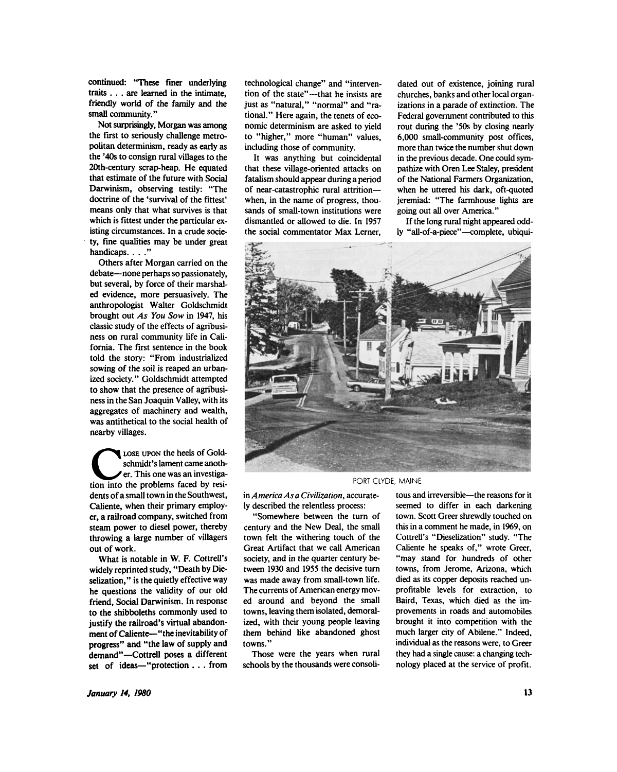continued: "These finer underlying traits . . . are learned in the intimate, friendly world of the family and the small community."

Not surprisingly, Morgan was among the first to seriously challenge metropolitan determinism, ready as early as the '40s to consign rural villages to the 20th-century scrap-heap. He equated that estimate of the future with Social Darwinism, observing testily: "The doctrine of the 'survival of the fittest' means only that what survives is that which is fittest under the particular existing circumstances. In a crude society, fine qualities may be under great handicaps. . . ."

Others after Morgan carried on the debate—none perhaps so passionately, but several, by force of their marshaled evidence, more persuasively. The anthropologist Walter Goldschmidt brought out *As You Sow* in 1947, his classic study of the effects of agribusiness on rural community life in California. The first sentence in the book told the story: "From industrialized sowing of the soil is reaped an urbanized society." Goldschmidt attempted to show that the presence of agribusiness in the San Joaquin Valley, with its aggregates of machinery and wealth, was antithetical to the social health of nearby villages.

CLOSE UPON the heels of Goldschmidt's lament came another. This one was an investigation into the problems faced by residents of a small town in the Southwest, Caliente, when their primary employer, a railroad company, switched from steam power to diesel power, thereby throwing a large number of villagers out of work.

What is notable in W. F. Cottrell's widely reprinted study, "Death by Dieselization," is the quietly effective way he questions the validity of our old friend, Social Darwinism. In response to the shibboleths commonly used to justify the railroad's virtual abandonment of Caliente—"the inevitability of progress" and "the law of supply and demand"—Cottrell poses a different set of ideas—"protection . . . from technological change" and "intervention of the state"—that he insists are just as "natural," "normal" and "rational." Here again, the tenets of economic determinism are asked to yield to "higher," more "human" values, including those of community.

It was anything but coincidental that these village-oriented attacks on fatalism should appear during a period of near-catastrophic rural attrition—when, in the name of progress, thousands of small-town institutions were dismantled or allowed to die. In 1957 the social commentator Max Lerner, in *America As a Civilization*, accurately described the relentless process:

"Somewhere between the turn of century and the New Deal, the small town felt the withering touch of the Great Artifact that we call American society, and in the quarter century between 1930 and 1955 the decisive turn was made away from small-town life. The currents of American energy moved around and beyond the small towns, leaving them isolated, demoralized, with their young people leaving them behind like abandoned ghost towns."

Those were the years when rural schools by the thousands were consolidated out of existence, joining rural churches, banks and other local organizations in a parade of extinction. The Federal government contributed to this rout during the '50s by closing nearly 6,000 small-community post offices, more than twice the number shut down in the previous decade. One could sympathize with Oren Lee Staley, president of the National Farmers Organization, when he uttered his dark, oft-quoted jeremiad: "The farmhouse lights are going out all over America."

If the long rural night appeared oddly "all-of-a-piece"—complete, ubiquitous and irreversible—the reasons for it seemed to differ in each darkening town. Scott Greer shrewdly touched on this in a comment he made, in 1969, on Cottrell's "Dieselization" study. "The Caliente he speaks of," wrote Greer, "may stand for hundreds of other towns, from Jerome, Arizona, which died as its copper deposits reached unprofitable levels for extraction, to Baird, Texas, which died as the improvements in roads and automobiles brought it into competition with the much larger city of Abilene." Indeed, individual as the reasons were, to Greer they had a single cause: a changing technology placed at the service of profit.

PORT CLYDE, MAINE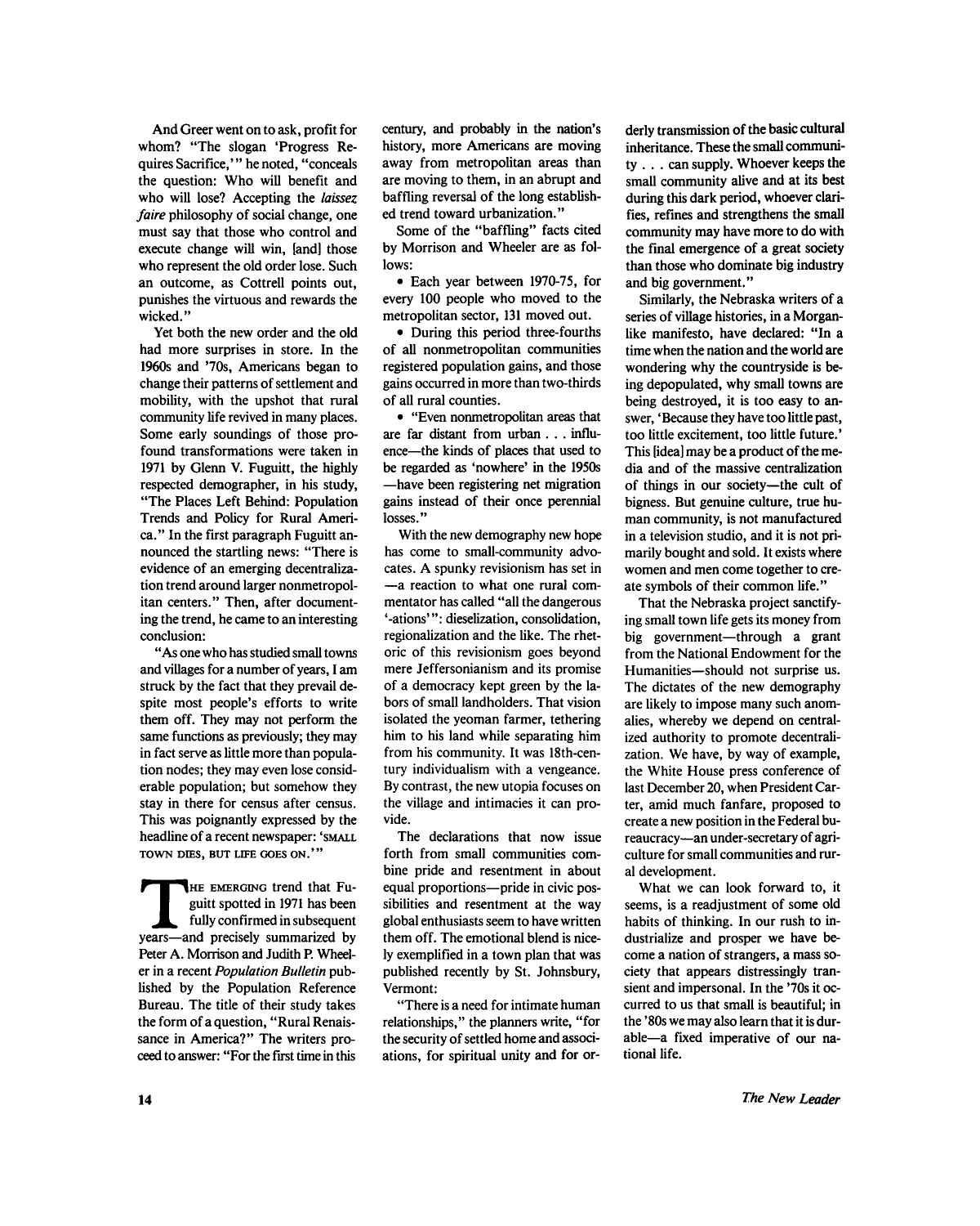And Greer went on to ask, profit for whom? "The slogan 'Progress Requires Sacrifice,'" he noted, "conceals the question: Who will benefit and who will lose? Accepting the *laissez faire* philosophy of social change, one must say that those who control and execute change will win, [and] those who represent the old order lose. Such an outcome, as Cottrell points out, punishes the virtuous and rewards the wicked."

Yet both the new order and the old had more surprises in store. In the 1960s and '70s, Americans began to change their patterns of settlement and mobility, with the upshot that rural community life revived in many places. Some early soundings of those profound transformations were taken in 1971 by Glenn V. Fuguitt, the highly respected demographer, in his study, "The Places Left Behind: Population Trends and Policy for Rural America." In the first paragraph Fuguitt announced the startling news: "There is evidence of an emerging decentralization trend around larger nonmetropolitan centers." Then, after documenting the trend, he came to an interesting conclusion:

"As one who has studied small towns and villages for a number of years, I am struck by the fact that they prevail despite most people's efforts to write them off. They may not perform the same functions as previously; they may in fact serve as little more than population nodes; they may even lose considerable population; but somehow they stay in there for census after census. This was poignantly expressed by the headline of a recent newspaper: 'SMALL TOWN DIES, BUT LIFE GOES ON.'"

THE EMERGING trend that Fuguitt spotted in 1971 has been fully confirmed in subsequent years—and precisely summarized by Peter A. Morrison and Judith P. Wheeler in a recent *Population Bulletin* published by the Population Reference Bureau. The title of their study takes the form of a question, "Rural Renaissance in America?" The writers proceed to answer: "For the first time in this century, and probably in the nation's history, more Americans are moving away from metropolitan areas than are moving to them, in an abrupt and baffling reversal of the long established trend toward urbanization."

Some of the "baffling" facts cited by Morrison and Wheeler are as follows:

- Each year between 1970-75, for every 100 people who moved to the metropolitan sector, 131 moved out.
- During this period three-fourths of all nonmetropolitan communities registered population gains, and those gains occurred in more than two-thirds of all rural counties.
- "Even nonmetropolitan areas that are far distant from urban . . . influence—the kinds of places that used to be regarded as 'nowhere' in the 1950s—have been registering net migration gains instead of their once perennial losses."

With the new demography new hope has come to small-community advocates. A spunky revisionism has set in—a reaction to what one rural commentator has called "all the dangerous '-ations'": dieselization, consolidation, regionalization and the like. The rhetoric of this revisionism goes beyond mere Jeffersonianism and its promise of a democracy kept green by the labors of small landholders. That vision isolated the yeoman farmer, tethering him to his land while separating him from his community. It was 18th-century individualism with a vengeance. By contrast, the new utopia focuses on the village and intimacies it can provide.

The declarations that now issue forth from small communities combine pride and resentment in about equal proportions—pride in civic possibilities and resentment at the way global enthusiasts seem to have written them off. The emotional blend is nicely exemplified in a town plan that was published recently by St. Johnsbury, Vermont:

"There is a need for intimate human relationships," the planners write, "for the security of settled home and associations, for spiritual unity and for orderly transmission of the basic cultural inheritance. These the small community . . . can supply. Whoever keeps the small community alive and at its best during this dark period, whoever clarifies, refines and strengthens the small community may have more to do with the final emergence of a great society than those who dominate big industry and big government."

Similarly, the Nebraska writers of a series of village histories, in a Morgan-like manifesto, have declared: "In a time when the nation and the world are wondering why the countryside is being depopulated, why small towns are being destroyed, it is too easy to answer, 'Because they have too little past, too little excitement, too little future.' This [idea] may be a product of the media and of the massive centralization of things in our society—the cult of bigness. But genuine culture, true human community, is not manufactured in a television studio, and it is not primarily bought and sold. It exists where women and men come together to create symbols of their common life."

That the Nebraska project sanctifying small town life gets its money from big government—through a grant from the National Endowment for the Humanities—should not surprise us. The dictates of the new demography are likely to impose many such anomalies, whereby we depend on centralized authority to promote decentralization. We have, by way of example, the White House press conference of last December 20, when President Carter, amid much fanfare, proposed to create a new position in the Federal bureaucracy—an under-secretary of agriculture for small communities and rural development.

What we can look forward to, it seems, is a readjustment of some old habits of thinking. In our rush to industrialize and prosper we have become a nation of strangers, a mass society that appears distressingly transient and impersonal. In the '70s it occurred to us that small is beautiful; in the '80s we may also learn that it is durable—a fixed imperative of our national life.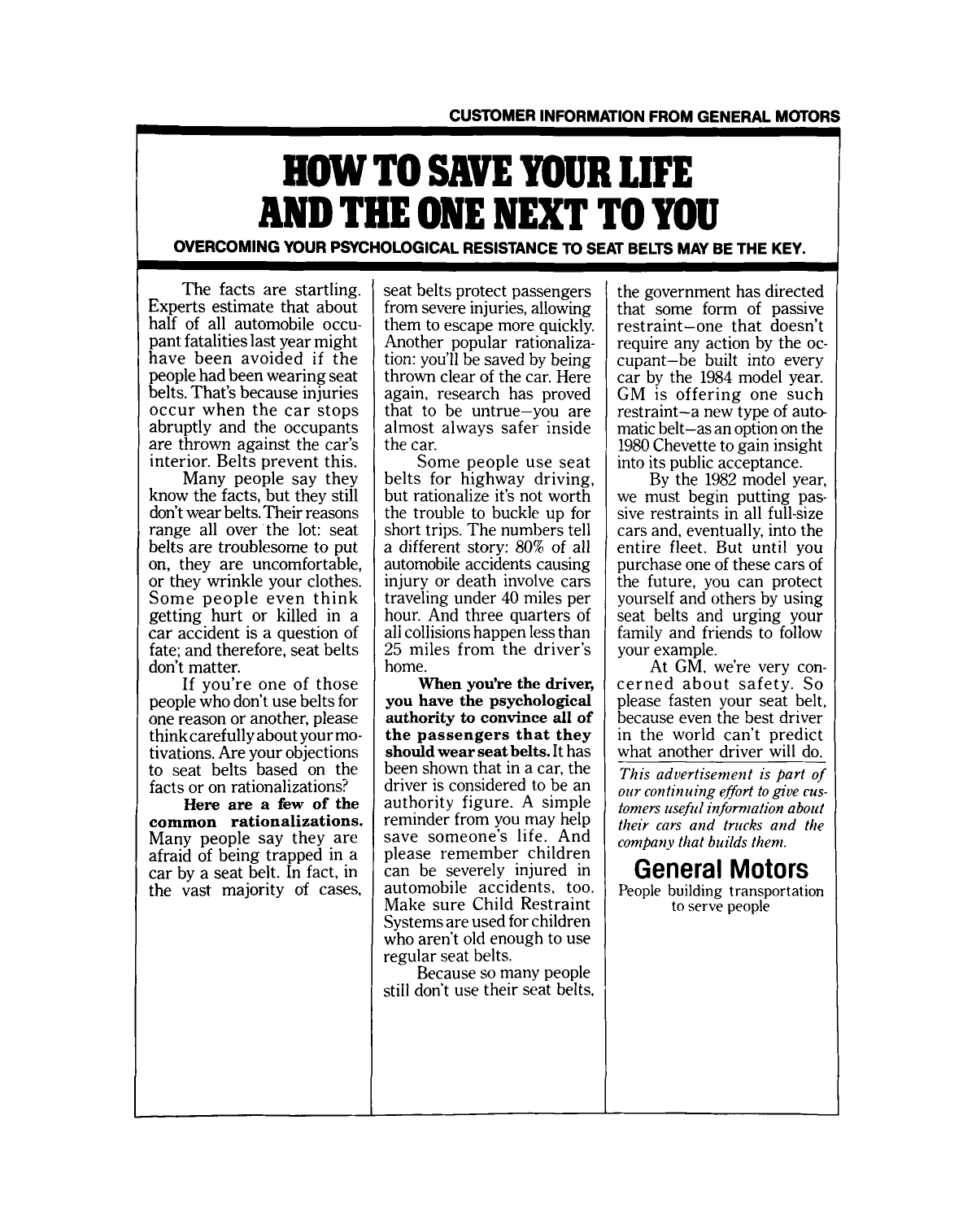CUSTOMER INFORMATION FROM GENERAL MOTORS

# HOW TO SAVE YOUR LIFE AND THE ONE NEXT TO YOU

**OVERCOMING YOUR PSYCHOLOGICAL RESISTANCE TO SEAT BELTS MAY BE THE KEY.**

The facts are startling. Experts estimate that about half of all automobile occupant fatalities last year might have been avoided if the people had been wearing seat belts. That's because injuries occur when the car stops abruptly and the occupants are thrown against the car's interior. Belts prevent this.

Many people say they know the facts, but they still don't wear belts. Their reasons range all over the lot: seat belts are troublesome to put on, they are uncomfortable, or they wrinkle your clothes. Some people even think getting hurt or killed in a car accident is a question of fate; and therefore, seat belts don't matter.

If you're one of those people who don't use belts for one reason or another, please think carefully about your motivations. Are your objections to seat belts based on the facts or on rationalizations?

**Here are a few of the common rationalizations.** Many people say they are afraid of being trapped in a car by a seat belt. In fact, in the vast majority of cases, seat belts protect passengers from severe injuries, allowing them to escape more quickly. Another popular rationalization: you'll be saved by being thrown clear of the car. Here again, research has proved that to be untrue—you are almost always safer inside the car.

Some people use seat belts for highway driving, but rationalize it's not worth the trouble to buckle up for short trips. The numbers tell a different story: 80% of all automobile accidents causing injury or death involve cars traveling under 40 miles per hour. And three quarters of all collisions happen less than 25 miles from the driver's home.

**When you're the driver, you have the psychological authority to convince all of the passengers that they should wear seat belts.** It has been shown that in a car, the driver is considered to be an authority figure. A simple reminder from you may help save someone's life. And please remember children can be severely injured in automobile accidents, too. Make sure Child Restraint Systems are used for children who aren't old enough to use regular seat belts.

Because so many people still don't use their seat belts, the government has directed that some form of passive restraint—one that doesn't require any action by the occupant—be built into every car by the 1984 model year. GM is offering one such restraint—a new type of automatic belt—as an option on the 1980 Chevette to gain insight into its public acceptance.

By the 1982 model year, we must begin putting passive restraints in all full-size cars and, eventually, into the entire fleet. But until you purchase one of these cars of the future, you can protect yourself and others by using seat belts and urging your family and friends to follow your example.

At GM, we're very concerned about safety. So please fasten your seat belt, because even the best driver in the world can't predict what another driver will do.

*This advertisement is part of our continuing effort to give customers useful information about their cars and trucks and the company that builds them.*

**General Motors**

People building transportation to serve people